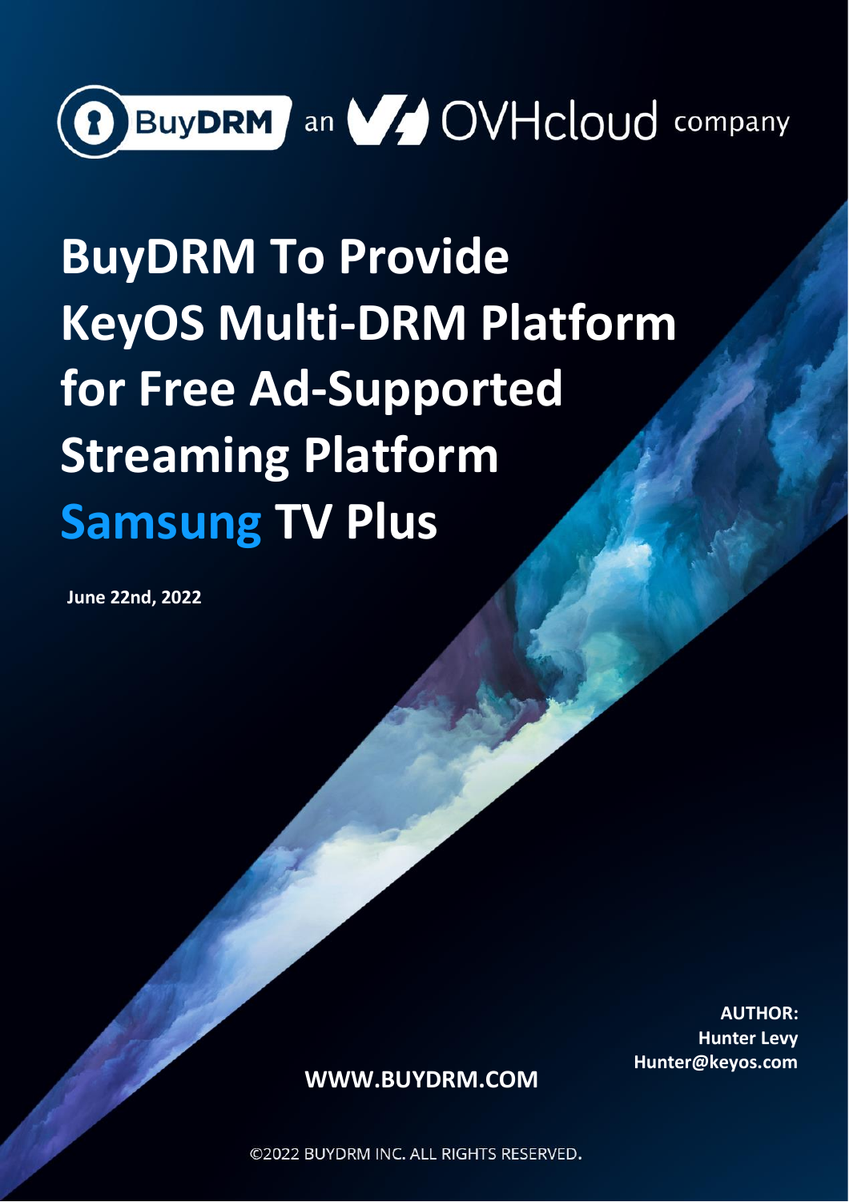BuyDRM an OVHcloud company

# BuyDRM To Provide KeyOS Multi-DRM Platform for Free Ad-Supported Streaming Platform Samsung TV Plus

**June 22nd, 2022**

**AUTHOR:**
**Hunter Levy**
**Hunter@keyos.com**

**WWW.BUYDRM.COM**

©2022 BUYDRM INC. ALL RIGHTS RESERVED.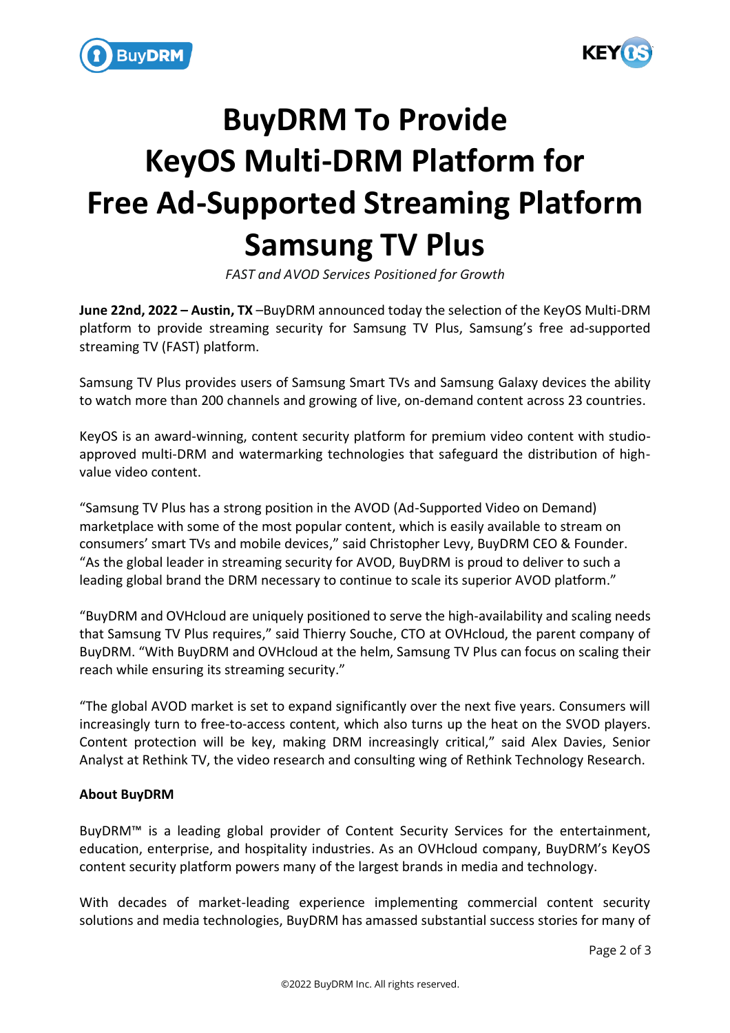# BuyDRM To Provide KeyOS Multi-DRM Platform for Free Ad-Supported Streaming Platform Samsung TV Plus

*FAST and AVOD Services Positioned for Growth*

**June 22nd, 2022 – Austin, TX** –BuyDRM announced today the selection of the KeyOS Multi-DRM platform to provide streaming security for Samsung TV Plus, Samsung's free ad-supported streaming TV (FAST) platform.

Samsung TV Plus provides users of Samsung Smart TVs and Samsung Galaxy devices the ability to watch more than 200 channels and growing of live, on-demand content across 23 countries.

KeyOS is an award-winning, content security platform for premium video content with studio-approved multi-DRM and watermarking technologies that safeguard the distribution of high-value video content.

"Samsung TV Plus has a strong position in the AVOD (Ad-Supported Video on Demand) marketplace with some of the most popular content, which is easily available to stream on consumers' smart TVs and mobile devices," said Christopher Levy, BuyDRM CEO & Founder. "As the global leader in streaming security for AVOD, BuyDRM is proud to deliver to such a leading global brand the DRM necessary to continue to scale its superior AVOD platform."

"BuyDRM and OVHcloud are uniquely positioned to serve the high-availability and scaling needs that Samsung TV Plus requires," said Thierry Souche, CTO at OVHcloud, the parent company of BuyDRM. "With BuyDRM and OVHcloud at the helm, Samsung TV Plus can focus on scaling their reach while ensuring its streaming security."

"The global AVOD market is set to expand significantly over the next five years. Consumers will increasingly turn to free-to-access content, which also turns up the heat on the SVOD players. Content protection will be key, making DRM increasingly critical," said Alex Davies, Senior Analyst at Rethink TV, the video research and consulting wing of Rethink Technology Research.

**About BuyDRM**

BuyDRM™ is a leading global provider of Content Security Services for the entertainment, education, enterprise, and hospitality industries. As an OVHcloud company, BuyDRM's KeyOS content security platform powers many of the largest brands in media and technology.

With decades of market-leading experience implementing commercial content security solutions and media technologies, BuyDRM has amassed substantial success stories for many of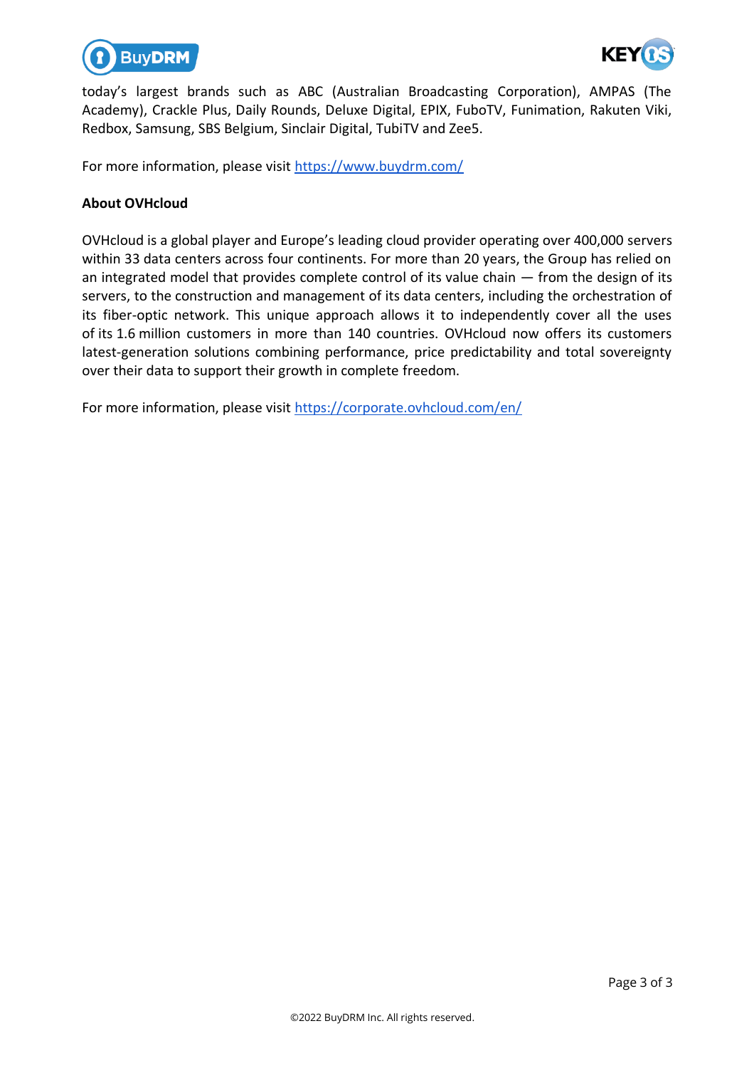today's largest brands such as ABC (Australian Broadcasting Corporation), AMPAS (The Academy), Crackle Plus, Daily Rounds, Deluxe Digital, EPIX, FuboTV, Funimation, Rakuten Viki, Redbox, Samsung, SBS Belgium, Sinclair Digital, TubiTV and Zee5.

For more information, please visit https://www.buydrm.com/

**About OVHcloud**

OVHcloud is a global player and Europe's leading cloud provider operating over 400,000 servers within 33 data centers across four continents. For more than 20 years, the Group has relied on an integrated model that provides complete control of its value chain — from the design of its servers, to the construction and management of its data centers, including the orchestration of its fiber-optic network. This unique approach allows it to independently cover all the uses of its 1.6 million customers in more than 140 countries. OVHcloud now offers its customers latest-generation solutions combining performance, price predictability and total sovereignty over their data to support their growth in complete freedom.

For more information, please visit https://corporate.ovhcloud.com/en/